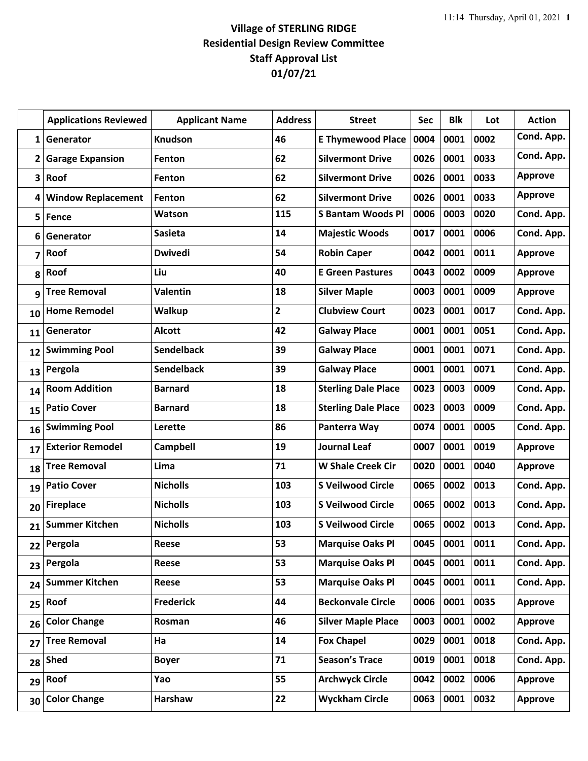# Village of STERLING RIDGE
## Residential Design Review Committee
## Staff Approval List
## 01/07/21

| | Applications Reviewed | Applicant Name | Address | Street | Sec | Blk | Lot | Action |
|---|---|---|---|---|---|---|---|---|
| 1 | Generator | Knudson | 46 | E Thymewood Place | 0004 | 0001 | 0002 | Cond. App. |
| 2 | Garage Expansion | Fenton | 62 | Silvermont Drive | 0026 | 0001 | 0033 | Cond. App. |
| 3 | Roof | Fenton | 62 | Silvermont Drive | 0026 | 0001 | 0033 | Approve |
| 4 | Window Replacement | Fenton | 62 | Silvermont Drive | 0026 | 0001 | 0033 | Approve |
| 5 | Fence | Watson | 115 | S Bantam Woods Pl | 0006 | 0003 | 0020 | Cond. App. |
| 6 | Generator | Sasieta | 14 | Majestic Woods | 0017 | 0001 | 0006 | Cond. App. |
| 7 | Roof | Dwivedi | 54 | Robin Caper | 0042 | 0001 | 0011 | Approve |
| 8 | Roof | Liu | 40 | E Green Pastures | 0043 | 0002 | 0009 | Approve |
| 9 | Tree Removal | Valentin | 18 | Silver Maple | 0003 | 0001 | 0009 | Approve |
| 10 | Home Remodel | Walkup | 2 | Clubview Court | 0023 | 0001 | 0017 | Cond. App. |
| 11 | Generator | Alcott | 42 | Galway Place | 0001 | 0001 | 0051 | Cond. App. |
| 12 | Swimming Pool | Sendelback | 39 | Galway Place | 0001 | 0001 | 0071 | Cond. App. |
| 13 | Pergola | Sendelback | 39 | Galway Place | 0001 | 0001 | 0071 | Cond. App. |
| 14 | Room Addition | Barnard | 18 | Sterling Dale Place | 0023 | 0003 | 0009 | Cond. App. |
| 15 | Patio Cover | Barnard | 18 | Sterling Dale Place | 0023 | 0003 | 0009 | Cond. App. |
| 16 | Swimming Pool | Lerette | 86 | Panterra Way | 0074 | 0001 | 0005 | Cond. App. |
| 17 | Exterior Remodel | Campbell | 19 | Journal Leaf | 0007 | 0001 | 0019 | Approve |
| 18 | Tree Removal | Lima | 71 | W Shale Creek Cir | 0020 | 0001 | 0040 | Approve |
| 19 | Patio Cover | Nicholls | 103 | S Veilwood Circle | 0065 | 0002 | 0013 | Cond. App. |
| 20 | Fireplace | Nicholls | 103 | S Veilwood Circle | 0065 | 0002 | 0013 | Cond. App. |
| 21 | Summer Kitchen | Nicholls | 103 | S Veilwood Circle | 0065 | 0002 | 0013 | Cond. App. |
| 22 | Pergola | Reese | 53 | Marquise Oaks Pl | 0045 | 0001 | 0011 | Cond. App. |
| 23 | Pergola | Reese | 53 | Marquise Oaks Pl | 0045 | 0001 | 0011 | Cond. App. |
| 24 | Summer Kitchen | Reese | 53 | Marquise Oaks Pl | 0045 | 0001 | 0011 | Cond. App. |
| 25 | Roof | Frederick | 44 | Beckonvale Circle | 0006 | 0001 | 0035 | Approve |
| 26 | Color Change | Rosman | 46 | Silver Maple Place | 0003 | 0001 | 0002 | Approve |
| 27 | Tree Removal | Ha | 14 | Fox Chapel | 0029 | 0001 | 0018 | Cond. App. |
| 28 | Shed | Boyer | 71 | Season's Trace | 0019 | 0001 | 0018 | Cond. App. |
| 29 | Roof | Yao | 55 | Archwyck Circle | 0042 | 0002 | 0006 | Approve |
| 30 | Color Change | Harshaw | 22 | Wyckham Circle | 0063 | 0001 | 0032 | Approve |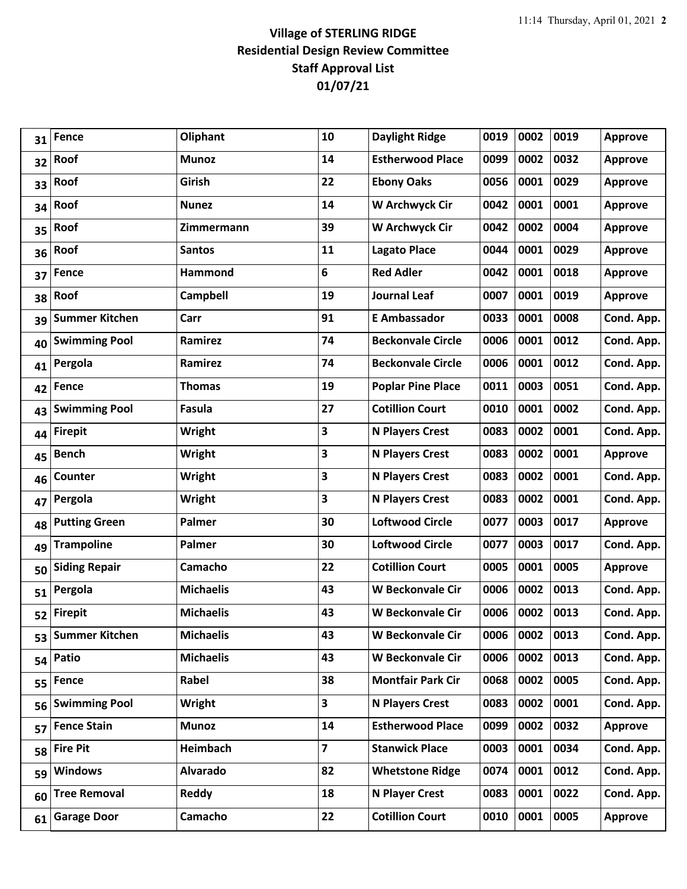**Village of STERLING RIDGE**
**Residential Design Review Committee**
**Staff Approval List**
**01/07/21**

| | | | | | | | | |
|---|---|---|---|---|---|---|---|---|
| 31 | Fence | Oliphant | 10 | Daylight Ridge | 0019 | 0002 | 0019 | Approve |
| 32 | Roof | Munoz | 14 | Estherwood Place | 0099 | 0002 | 0032 | Approve |
| 33 | Roof | Girish | 22 | Ebony Oaks | 0056 | 0001 | 0029 | Approve |
| 34 | Roof | Nunez | 14 | W Archwyck Cir | 0042 | 0001 | 0001 | Approve |
| 35 | Roof | Zimmermann | 39 | W Archwyck Cir | 0042 | 0002 | 0004 | Approve |
| 36 | Roof | Santos | 11 | Lagato Place | 0044 | 0001 | 0029 | Approve |
| 37 | Fence | Hammond | 6 | Red Adler | 0042 | 0001 | 0018 | Approve |
| 38 | Roof | Campbell | 19 | Journal Leaf | 0007 | 0001 | 0019 | Approve |
| 39 | Summer Kitchen | Carr | 91 | E Ambassador | 0033 | 0001 | 0008 | Cond. App. |
| 40 | Swimming Pool | Ramirez | 74 | Beckonvale Circle | 0006 | 0001 | 0012 | Cond. App. |
| 41 | Pergola | Ramirez | 74 | Beckonvale Circle | 0006 | 0001 | 0012 | Cond. App. |
| 42 | Fence | Thomas | 19 | Poplar Pine Place | 0011 | 0003 | 0051 | Cond. App. |
| 43 | Swimming Pool | Fasula | 27 | Cotillion Court | 0010 | 0001 | 0002 | Cond. App. |
| 44 | Firepit | Wright | 3 | N Players Crest | 0083 | 0002 | 0001 | Cond. App. |
| 45 | Bench | Wright | 3 | N Players Crest | 0083 | 0002 | 0001 | Approve |
| 46 | Counter | Wright | 3 | N Players Crest | 0083 | 0002 | 0001 | Cond. App. |
| 47 | Pergola | Wright | 3 | N Players Crest | 0083 | 0002 | 0001 | Cond. App. |
| 48 | Putting Green | Palmer | 30 | Loftwood Circle | 0077 | 0003 | 0017 | Approve |
| 49 | Trampoline | Palmer | 30 | Loftwood Circle | 0077 | 0003 | 0017 | Cond. App. |
| 50 | Siding Repair | Camacho | 22 | Cotillion Court | 0005 | 0001 | 0005 | Approve |
| 51 | Pergola | Michaelis | 43 | W Beckonvale Cir | 0006 | 0002 | 0013 | Cond. App. |
| 52 | Firepit | Michaelis | 43 | W Beckonvale Cir | 0006 | 0002 | 0013 | Cond. App. |
| 53 | Summer Kitchen | Michaelis | 43 | W Beckonvale Cir | 0006 | 0002 | 0013 | Cond. App. |
| 54 | Patio | Michaelis | 43 | W Beckonvale Cir | 0006 | 0002 | 0013 | Cond. App. |
| 55 | Fence | Rabel | 38 | Montfair Park Cir | 0068 | 0002 | 0005 | Cond. App. |
| 56 | Swimming Pool | Wright | 3 | N Players Crest | 0083 | 0002 | 0001 | Cond. App. |
| 57 | Fence Stain | Munoz | 14 | Estherwood Place | 0099 | 0002 | 0032 | Approve |
| 58 | Fire Pit | Heimbach | 7 | Stanwick Place | 0003 | 0001 | 0034 | Cond. App. |
| 59 | Windows | Alvarado | 82 | Whetstone Ridge | 0074 | 0001 | 0012 | Cond. App. |
| 60 | Tree Removal | Reddy | 18 | N Player Crest | 0083 | 0001 | 0022 | Cond. App. |
| 61 | Garage Door | Camacho | 22 | Cotillion Court | 0010 | 0001 | 0005 | Approve |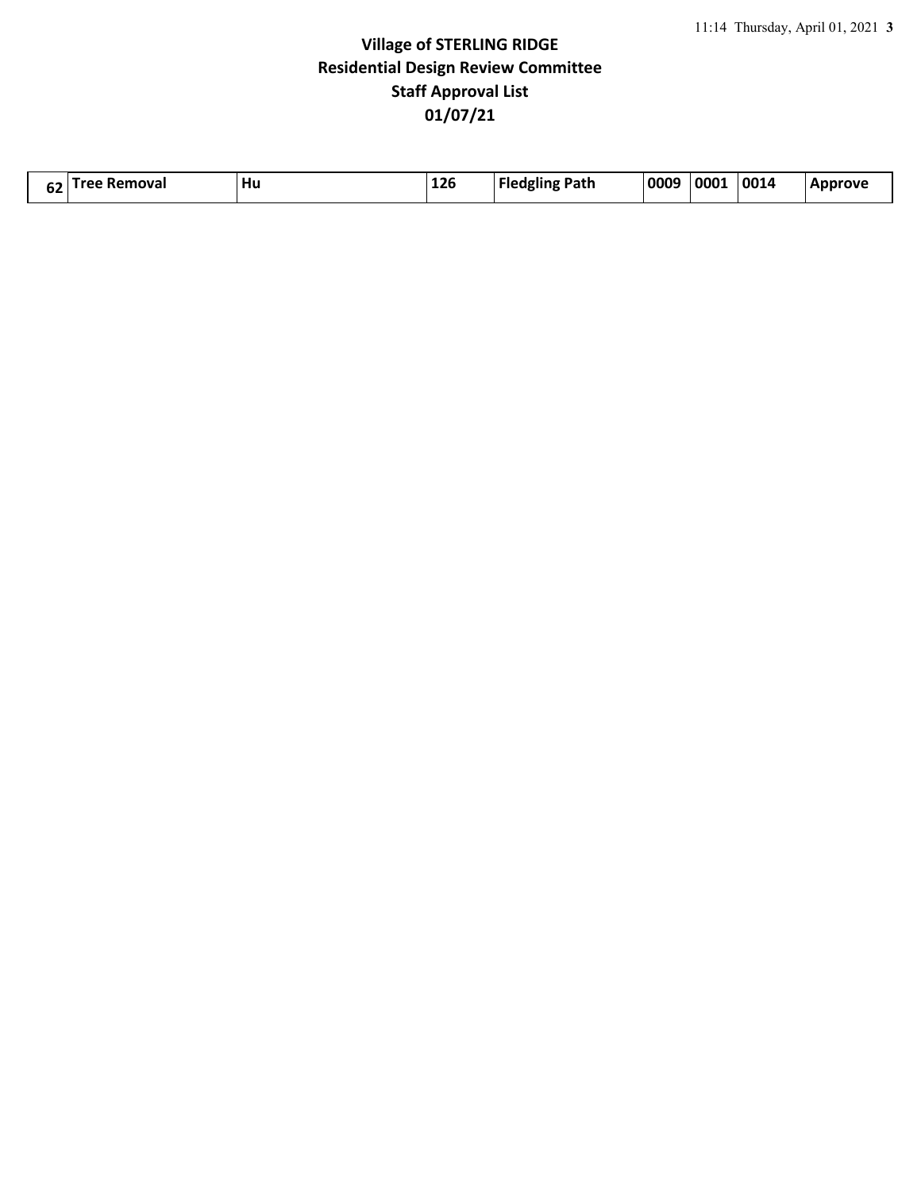**Village of STERLING RIDGE**
**Residential Design Review Committee**
**Staff Approval List**
**01/07/21**

| | | | | | | | | |
|---|---|---|---|---|---|---|---|---|
| 62 | Tree Removal | Hu | 126 | Fledgling Path | 0009 | 0001 | 0014 | Approve |